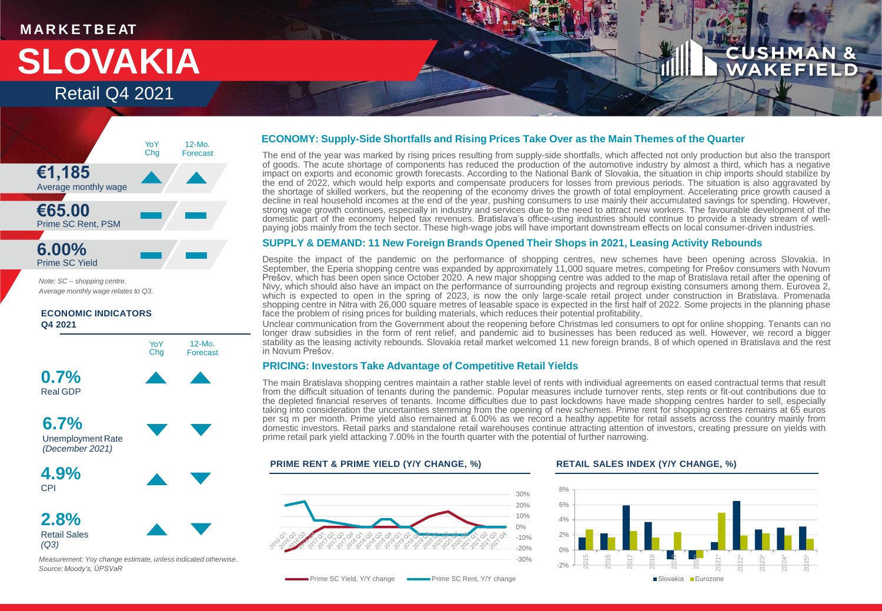MARKETBEAT

# SLOVAKIA

Retail Q4 2021

| | YoY Chg | 12-Mo. Forecast |
|---|---|---|
| **€1,185** Average monthly wage | ▲ | ▲ |
| **€65.00** Prime SC Rent, PSM | ▬ | ▬ |
| **6.00%** Prime SC Yield | ▬ | ▬ |

*Note: SC – shopping centre.*
*Average monthly wage relates to Q3.*

**ECONOMIC INDICATORS Q4 2021**

| | YoY Chg | 12-Mo. Forecast |
|---|---|---|
| **0.7%** Real GDP | ▲ | ▲ |
| **6.7%** Unemployment Rate *(December 2021)* | ▼ | ▼ |
| **4.9%** CPI | ▲ | ▼ |
| **2.8%** Retail Sales *(Q3)* | ▲ | ▼ |

*Measurement: Yoy change estimate, unless indicated otherwise.*
*Source: Moody's, ÚPSVaR*

## ECONOMY: Supply-Side Shortfalls and Rising Prices Take Over as the Main Themes of the Quarter

The end of the year was marked by rising prices resulting from supply-side shortfalls, which affected not only production but also the transport of goods. The acute shortage of components has reduced the production of the automotive industry by almost a third, which has a negative impact on exports and economic growth forecasts. According to the National Bank of Slovakia, the situation in chip imports should stabilize by the end of 2022, which would help exports and compensate producers for losses from previous periods. The situation is also aggravated by the shortage of skilled workers, but the reopening of the economy drives the growth of total employment. Accelerating price growth caused a decline in real household incomes at the end of the year, pushing consumers to use mainly their accumulated savings for spending. However, strong wage growth continues, especially in industry and services due to the need to attract new workers. The favourable development of the domestic part of the economy helped tax revenues. Bratislava's office-using industries should continue to provide a steady stream of well-paying jobs mainly from the tech sector. These high-wage jobs will have important downstream effects on local consumer-driven industries.

## SUPPLY & DEMAND: 11 New Foreign Brands Opened Their Shops in 2021, Leasing Activity Rebounds

Despite the impact of the pandemic on the performance of shopping centres, new schemes have been opening across Slovakia. In September, the Eperia shopping centre was expanded by approximately 11,000 square metres, competing for Prešov consumers with Novum Prešov, which has been open since October 2020. A new major shopping centre was added to the map of Bratislava retail after the opening of Nivy, which should also have an impact on the performance of surrounding projects and regroup existing consumers among them. Eurovea 2, which is expected to open in the spring of 2023, is now the only large-scale retail project under construction in Bratislava. Promenada shopping centre in Nitra with 26,000 square metres of leasable space is expected in the first half of 2022. Some projects in the planning phase face the problem of rising prices for building materials, which reduces their potential profitability.

Unclear communication from the Government about the reopening before Christmas led consumers to opt for online shopping. Tenants can no longer draw subsidies in the form of rent relief, and pandemic aid to businesses has been reduced as well. However, we record a bigger stability as the leasing activity rebounds. Slovakia retail market welcomed 11 new foreign brands, 8 of which opened in Bratislava and the rest in Novum Prešov.

## PRICING: Investors Take Advantage of Competitive Retail Yields

The main Bratislava shopping centres maintain a rather stable level of rents with individual agreements on eased contractual terms that result from the difficult situation of tenants during the pandemic. Popular measures include turnover rents, step rents or fit-out contributions due to the depleted financial reserves of tenants. Income difficulties due to past lockdowns have made shopping centres harder to sell, especially taking into consideration the uncertainties stemming from the opening of new schemes. Prime rent for shopping centres remains at 65 euros per sq m per month. Prime yield also remained at 6.00% as we record a healthy appetite for retail assets across the country mainly from domestic investors. Retail parks and standalone retail warehouses continue attracting attention of investors, creating pressure on yields with prime retail park yield attacking 7.00% in the fourth quarter with the potential of further narrowing.

**PRIME RENT & PRIME YIELD (Y/Y CHANGE, %)**

Prime SC Yield, Y/Y change — Prime SC Rent, Y/Y change

**RETAIL SALES INDEX (Y/Y CHANGE, %)**

Slovakia — Eurozone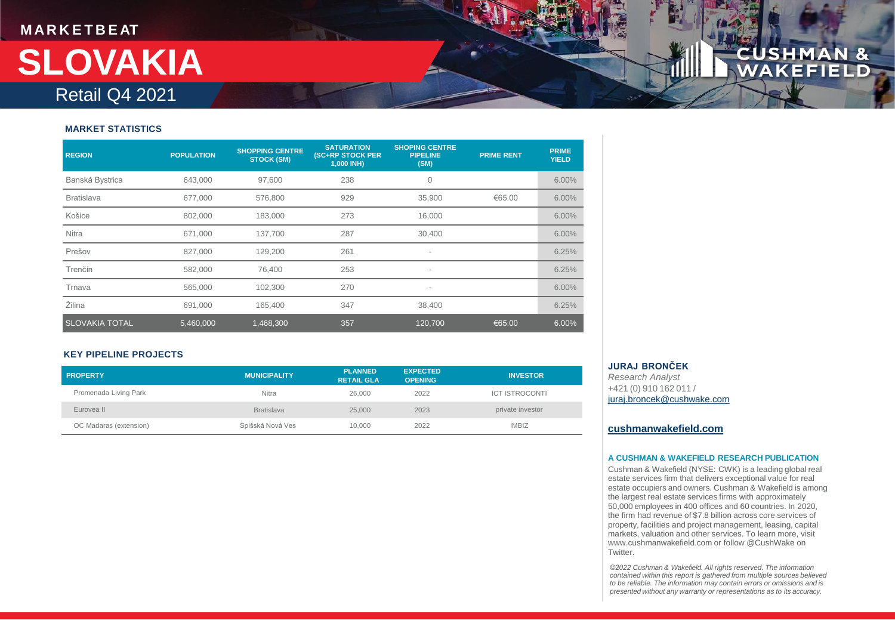MARKETBEAT

# SLOVAKIA

## Retail Q4 2021

### MARKET STATISTICS

| REGION | POPULATION | SHOPPING CENTRE STOCK (SM) | SATURATION (SC+RP STOCK PER 1,000 INH) | SHOPING CENTRE PIPELINE (SM) | PRIME RENT | PRIME YIELD |
|---|---|---|---|---|---|---|
| Banská Bystrica | 643,000 | 97,600 | 238 | 0 | | 6.00% |
| Bratislava | 677,000 | 576,800 | 929 | 35,900 | €65.00 | 6.00% |
| Košice | 802,000 | 183,000 | 273 | 16,000 | | 6.00% |
| Nitra | 671,000 | 137,700 | 287 | 30,400 | | 6.00% |
| Prešov | 827,000 | 129,200 | 261 | - | | 6.25% |
| Trenčín | 582,000 | 76,400 | 253 | - | | 6.25% |
| Trnava | 565,000 | 102,300 | 270 | - | | 6.00% |
| Žilina | 691,000 | 165,400 | 347 | 38,400 | | 6.25% |
| SLOVAKIA TOTAL | 5,460,000 | 1,468,300 | 357 | 120,700 | €65.00 | 6.00% |

### KEY PIPELINE PROJECTS

| PROPERTY | MUNICIPALITY | PLANNED RETAIL GLA | EXPECTED OPENING | INVESTOR |
|---|---|---|---|---|
| Promenada Living Park | Nitra | 26,000 | 2022 | ICT ISTROCONTI |
| Eurovea II | Bratislava | 25,000 | 2023 | private investor |
| OC Madaras (extension) | Spišská Nová Ves | 10,000 | 2022 | IMBIZ |

**JURAJ BRONČEK**
*Research Analyst*
+421 (0) 910 162 011 /
juraj.broncek@cushwake.com

**cushmanwakefield.com**

**A CUSHMAN & WAKEFIELD RESEARCH PUBLICATION**

Cushman & Wakefield (NYSE: CWK) is a leading global real estate services firm that delivers exceptional value for real estate occupiers and owners. Cushman & Wakefield is among the largest real estate services firms with approximately 50,000 employees in 400 offices and 60 countries. In 2020, the firm had revenue of $7.8 billion across core services of property, facilities and project management, leasing, capital markets, valuation and other services. To learn more, visit www.cushmanwakefield.com or follow @CushWake on Twitter.

*©2022 Cushman & Wakefield. All rights reserved. The information contained within this report is gathered from multiple sources believed to be reliable. The information may contain errors or omissions and is presented without any warranty or representations as to its accuracy.*